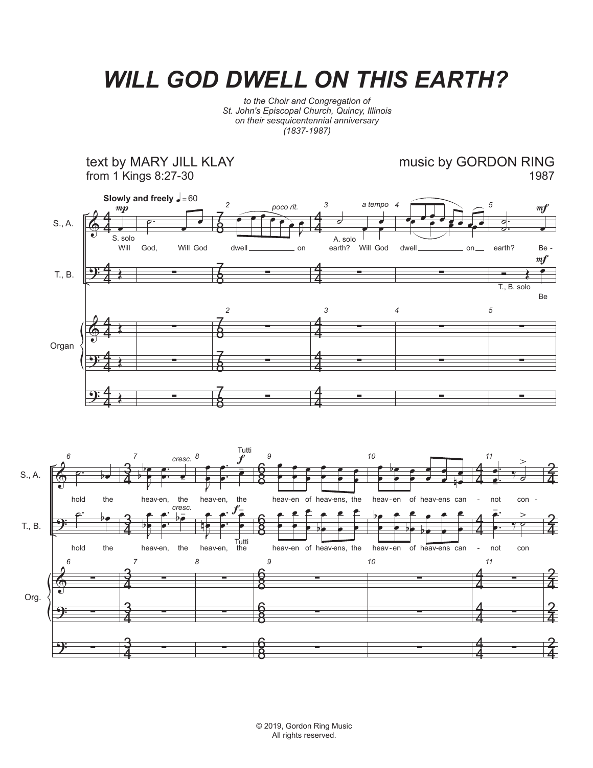# WILL GOD DWELL ON THIS EARTH?

*to the Choir and Congregation of*
*St. John's Episcopal Church, Quincy, Illinois*
*on their sesquicentennial anniversary*
*(1837-1987)*

text by MARY JILL KLAY
from 1 Kings 8:27-30

music by GORDON RING
1987

© 2019, Gordon Ring Music
All rights reserved.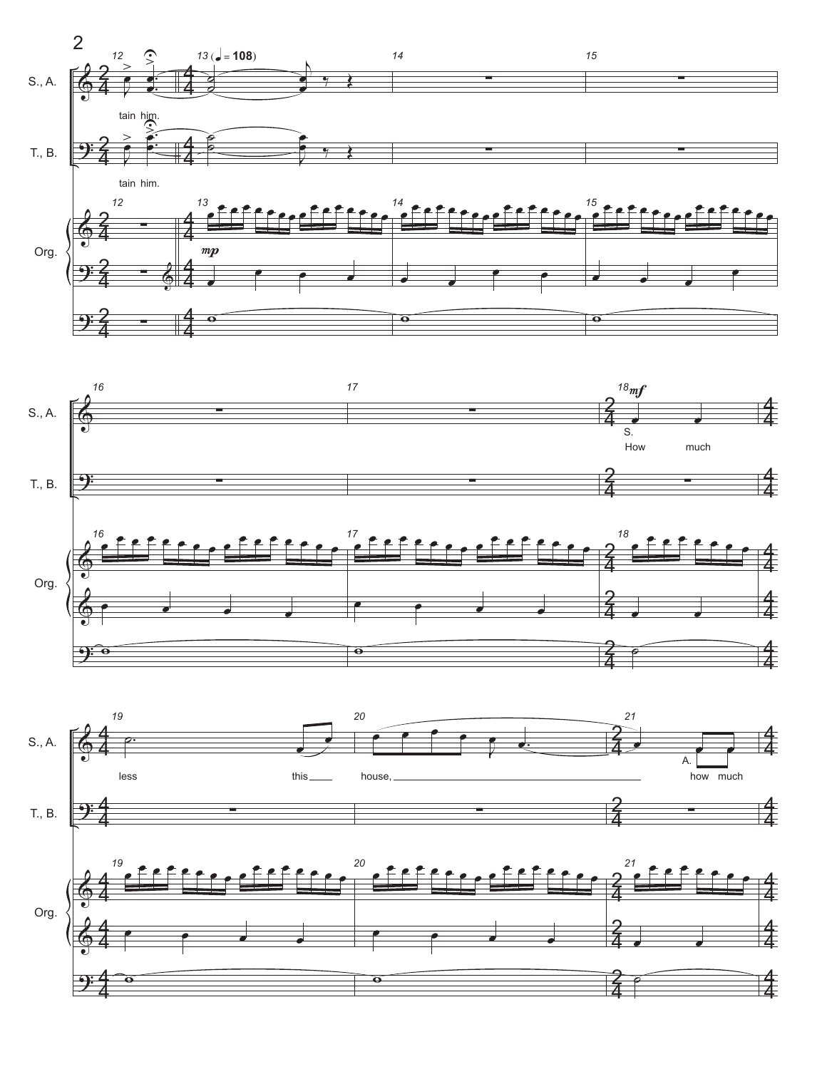S., A.

tain him.

T., B.

tain him.

Org.

13 (♩ = 108)

*mp*

18 *mf*

S.

How much less this house,

A.

how much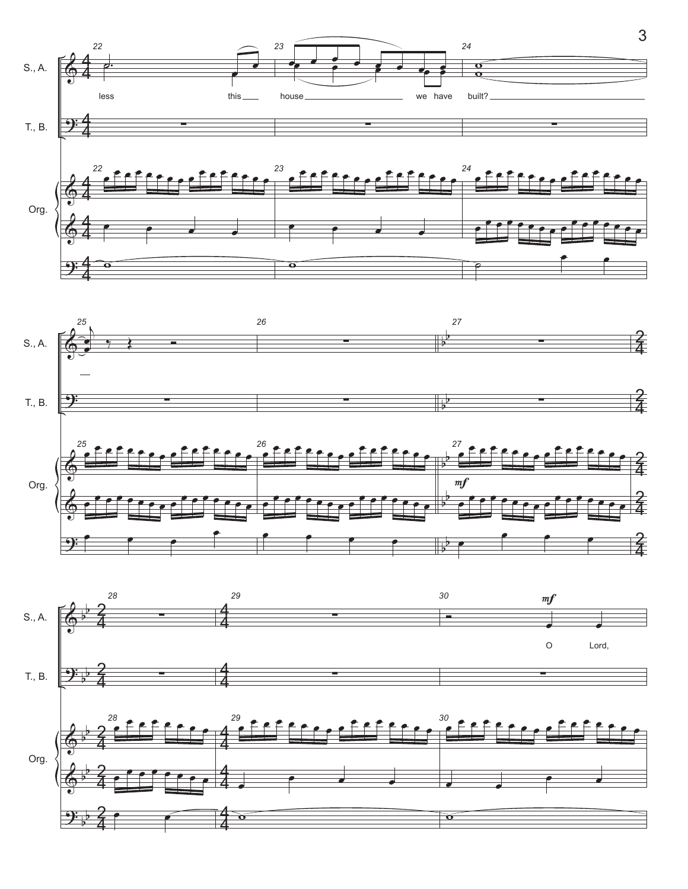S., A.

T., B.

Org.

less this house we have built?

O Lord,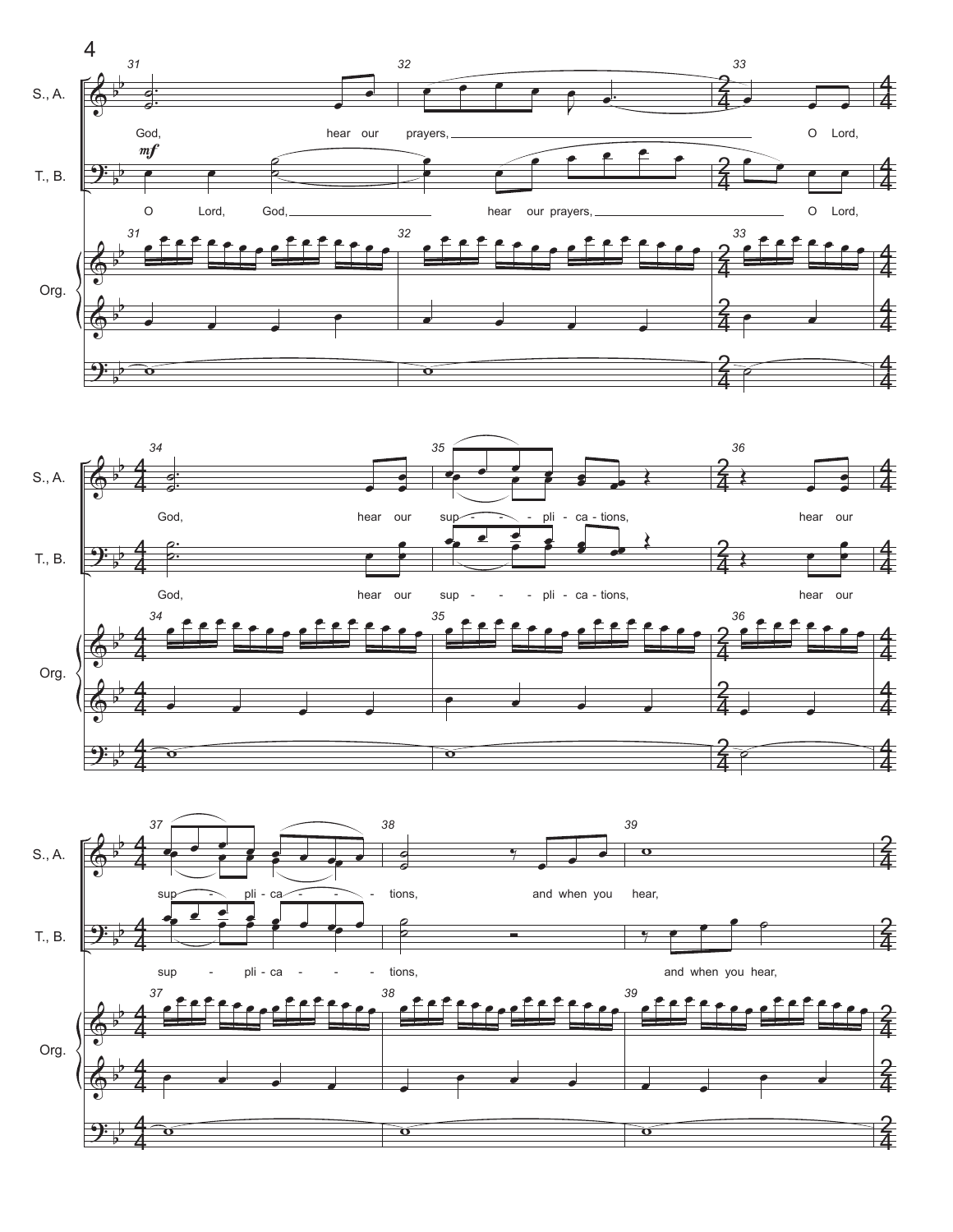S., A.: God, hear our prayers, O Lord,

T., B.: O Lord, God, hear our prayers, O Lord,

S., A.: God, hear our sup - - - pli - ca - tions, hear our

T., B.: God, hear our sup - - - pli - ca - tions, hear our

S., A.: sup - - pli - ca - - - - tions, and when you hear,

T., B.: sup - pli - ca - - - - tions, and when you hear,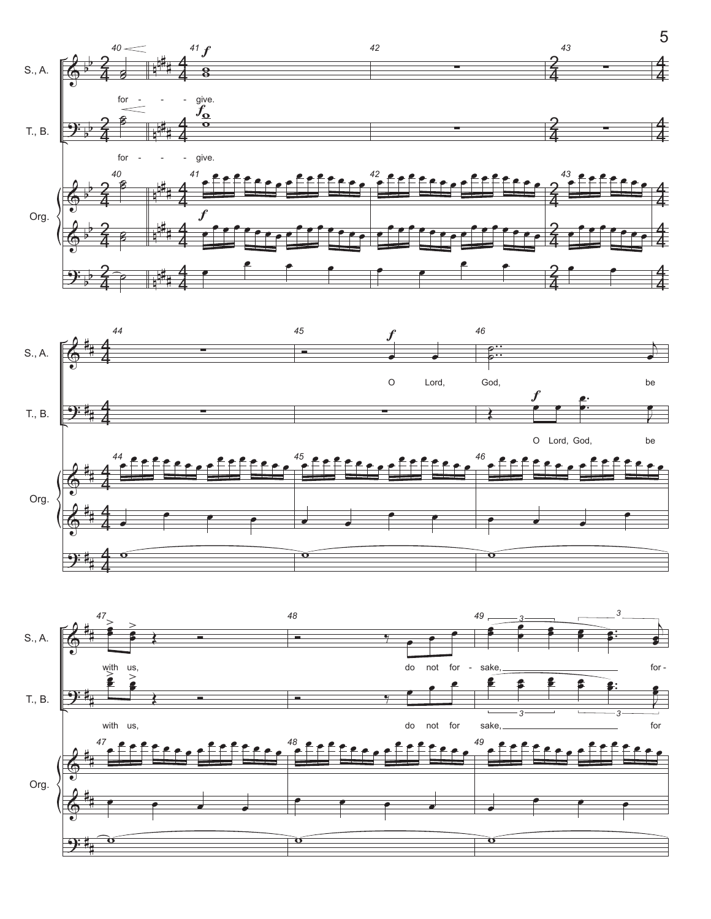S., A.: for - - - give.

T., B.: for - - - give.

S., A.: O Lord, God, be with us, do not for - sake, for -

T., B.: O Lord, God, be with us, do not for sake, for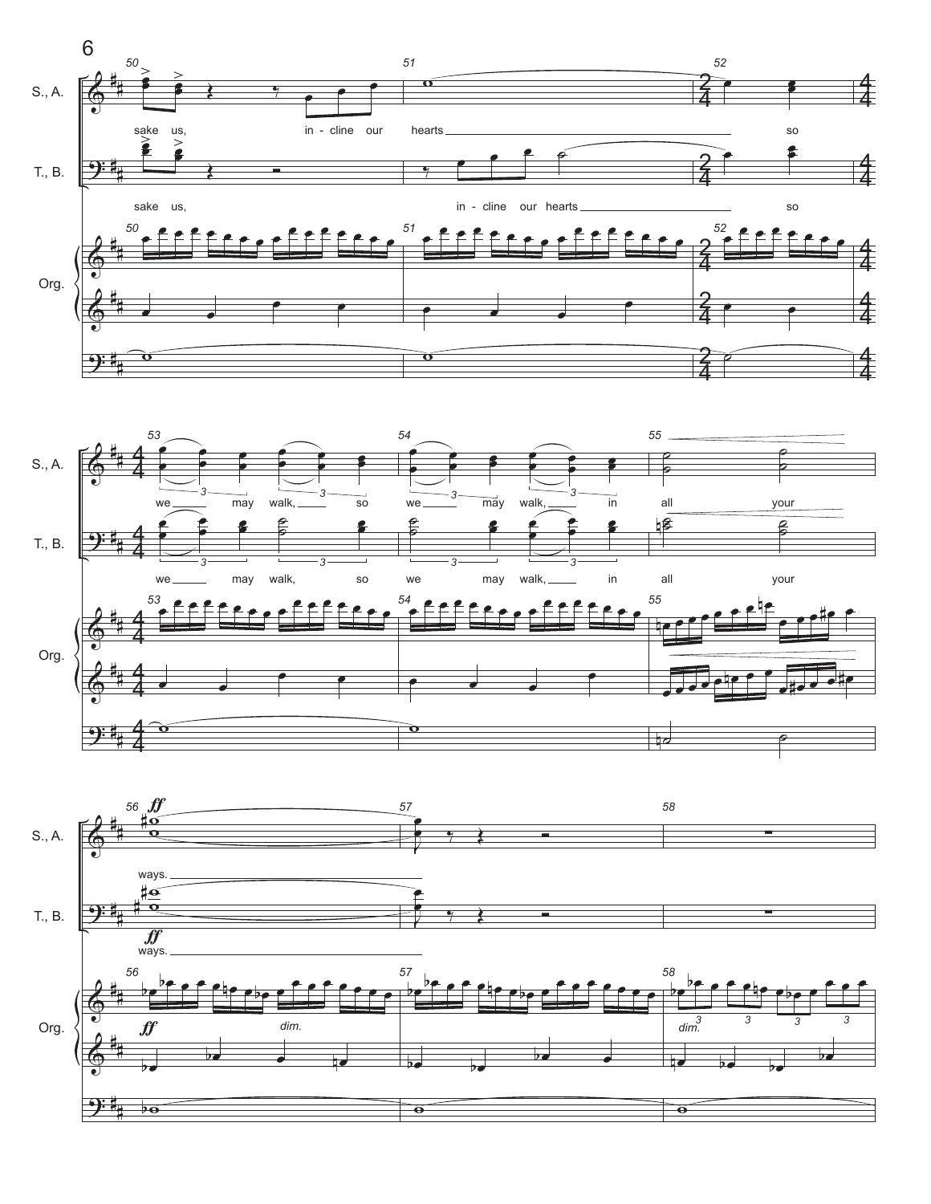S., A.: sake us, in - cline our hearts so we may walk, so we may walk, in all your ways.

T., B.: sake us, in - cline our hearts so we may walk, so we may walk, in all your ways.

*ff* *dim.*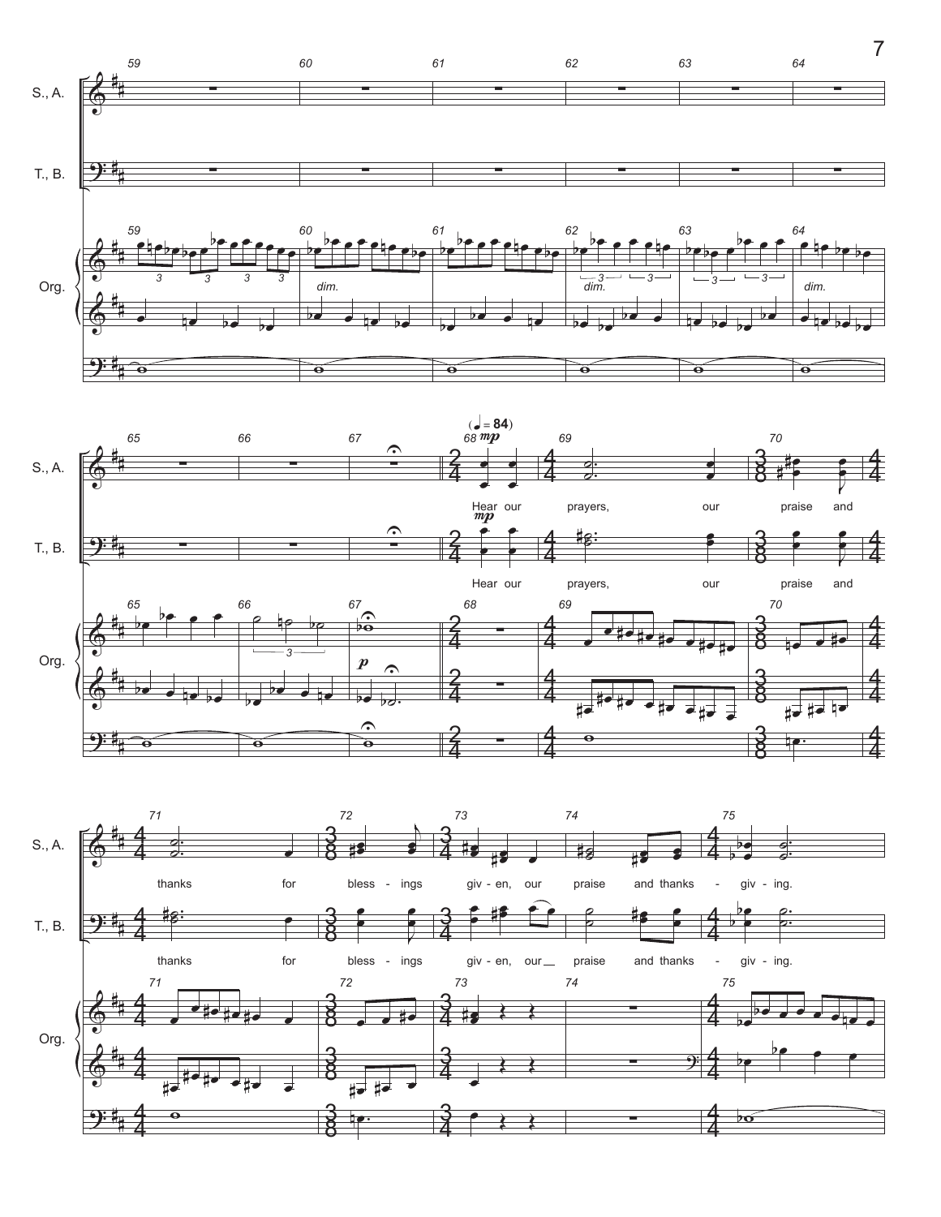Hear our prayers, our praise and thanks for blessings given, our praise and thanks - giv - ing.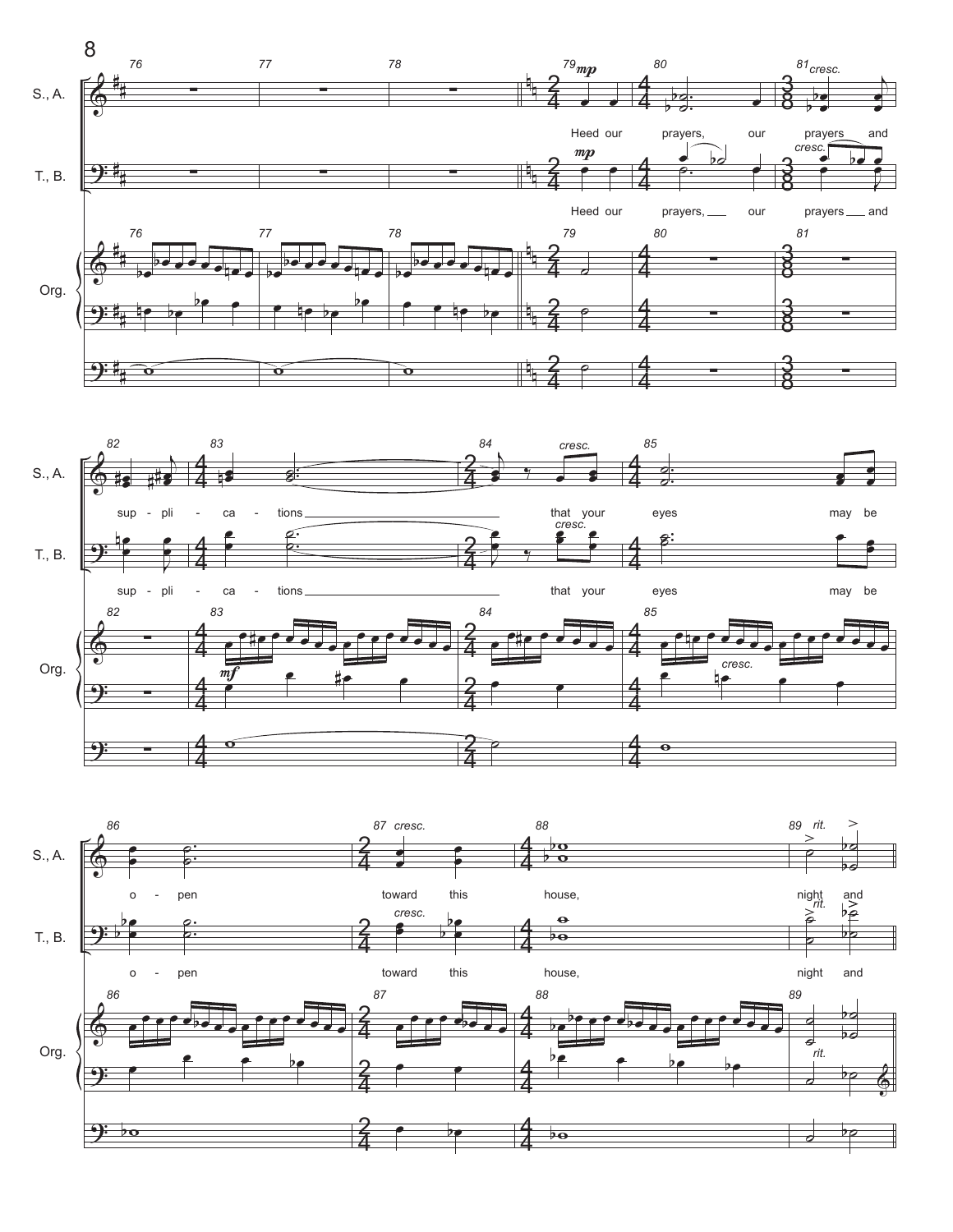S., A.

T., B.

Org.

Heed our prayers, our prayers and supplications that your eyes may be open toward this house, night and

Heed our prayers, our prayers and supplications that your eyes may be open toward this house, night and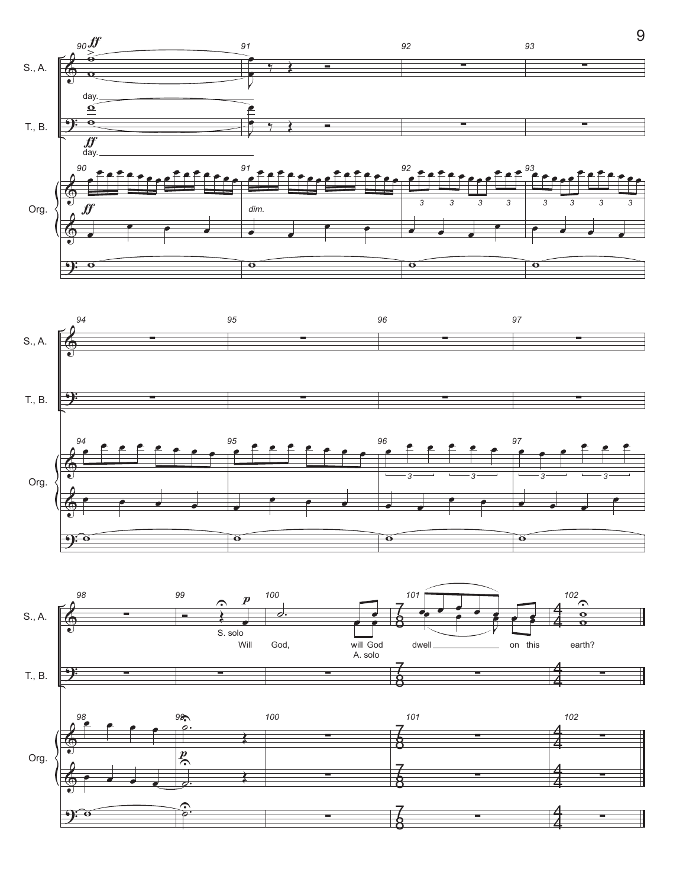S., A.

T., B.

Org.

day.

day.

*ff*

*dim.*

S. solo

Will God, will God dwell on this earth?

A. solo

*p*